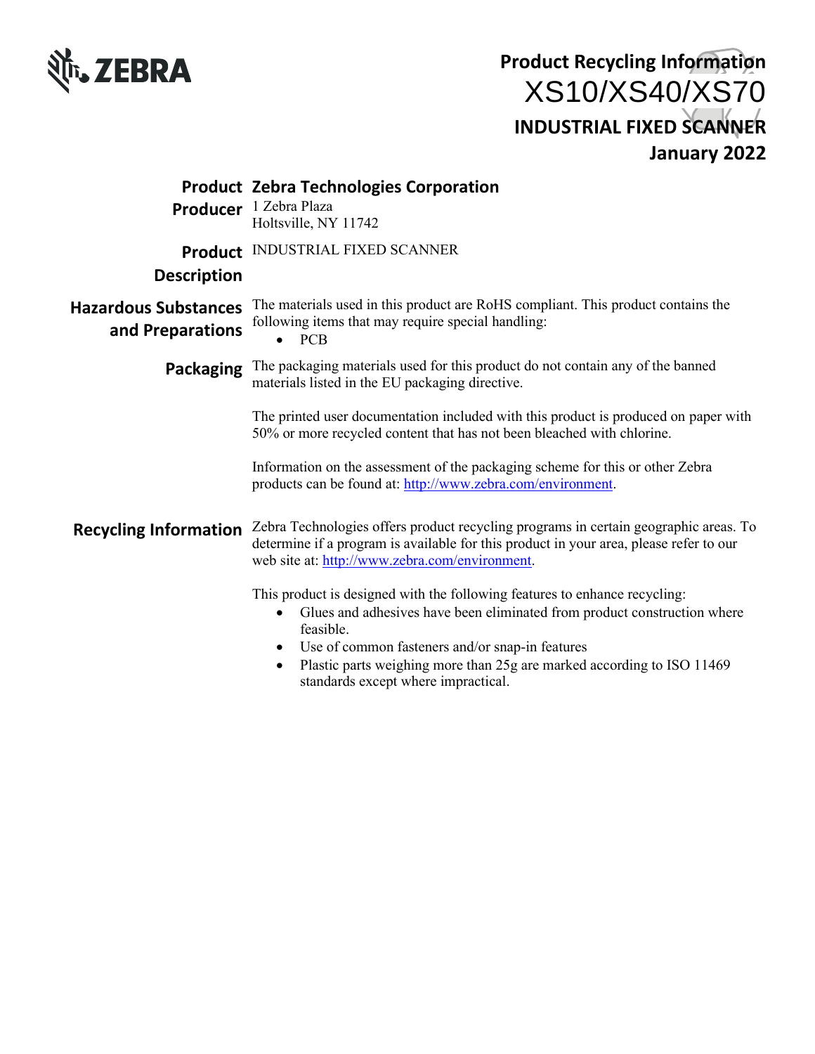**Product Recycling Information**

# XS10/XS40/XS70

**INDUSTRIAL FIXED SCANNER**

**January 2022**

**Product Producer**

**Zebra Technologies Corporation**
1 Zebra Plaza
Holtsville, NY 11742

**Product Description**

INDUSTRIAL FIXED SCANNER

**Hazardous Substances and Preparations**

The materials used in this product are RoHS compliant. This product contains the following items that may require special handling:

- PCB

**Packaging**

The packaging materials used for this product do not contain any of the banned materials listed in the EU packaging directive.

The printed user documentation included with this product is produced on paper with 50% or more recycled content that has not been bleached with chlorine.

Information on the assessment of the packaging scheme for this or other Zebra products can be found at: http://www.zebra.com/environment.

**Recycling Information**

Zebra Technologies offers product recycling programs in certain geographic areas. To determine if a program is available for this product in your area, please refer to our web site at: http://www.zebra.com/environment.

This product is designed with the following features to enhance recycling:

- Glues and adhesives have been eliminated from product construction where feasible.
- Use of common fasteners and/or snap-in features
- Plastic parts weighing more than 25g are marked according to ISO 11469 standards except where impractical.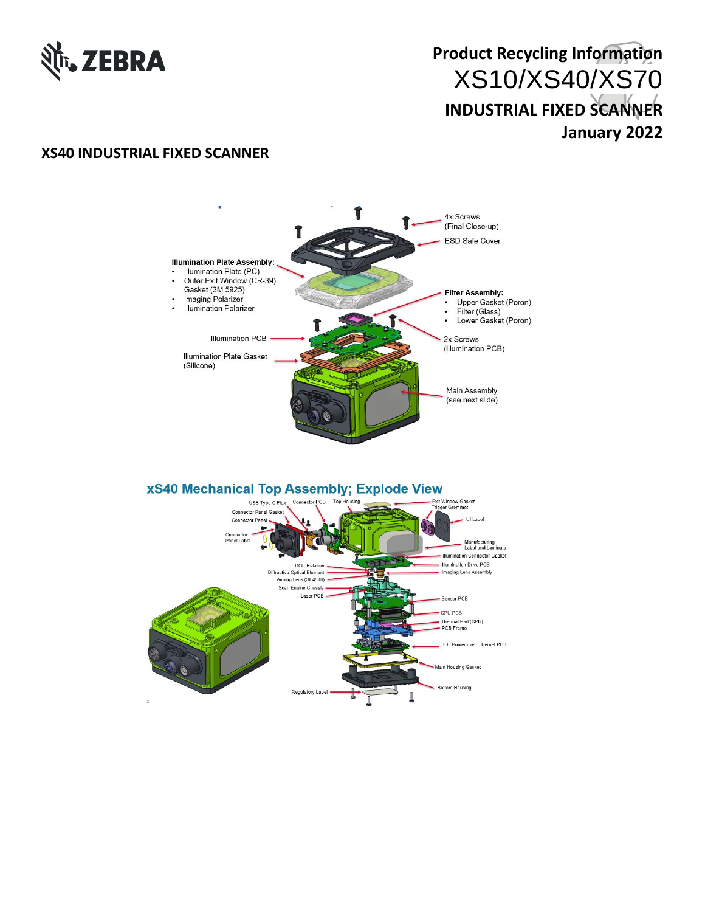# Product Recycling Information

XS10/XS40/XS70

**INDUSTRIAL FIXED SCANNER**

**January 2022**

## XS40 INDUSTRIAL FIXED SCANNER

4x Screws (Final Close-up)

ESD Safe Cover

**Illumination Plate Assembly:**

- Illumination Plate (PC)
- Outer Exit Window (CR-39) Gasket (3M 5925)
- Imaging Polarizer
- Illumination Polarizer

**Filter Assembly:**

- Upper Gasket (Poron)
- Filter (Glass)
- Lower Gasket (Poron)

Illumination PCB

2x Screws (illumination PCB)

Illumination Plate Gasket (Silicone)

Main Assembly (see next slide)

### xS40 Mechanical Top Assembly; Explode View

USB Type C Flex
Connector PCB
Top Housing
Exit Window Gasket
Trigger Grommet
Connector Panel Gasket
Connector Panel
UI Label
Connector Panel Label
Manufacturing Label and Laminate
Illumination Connector Gasket
DOE Retainer
Illumination Drive PCB
Diffractive Optical Element
Imaging Lens Assembly
Aiming Lens (SE4500)
Scan Engine Chassis
Laser PCB
Sensor PCB
CPU PCB
Thermal Pad (CPU)
PCB Frame
IO / Power over Ethernet PCB
Main Housing Gasket
Bottom Housing
Regulatory Label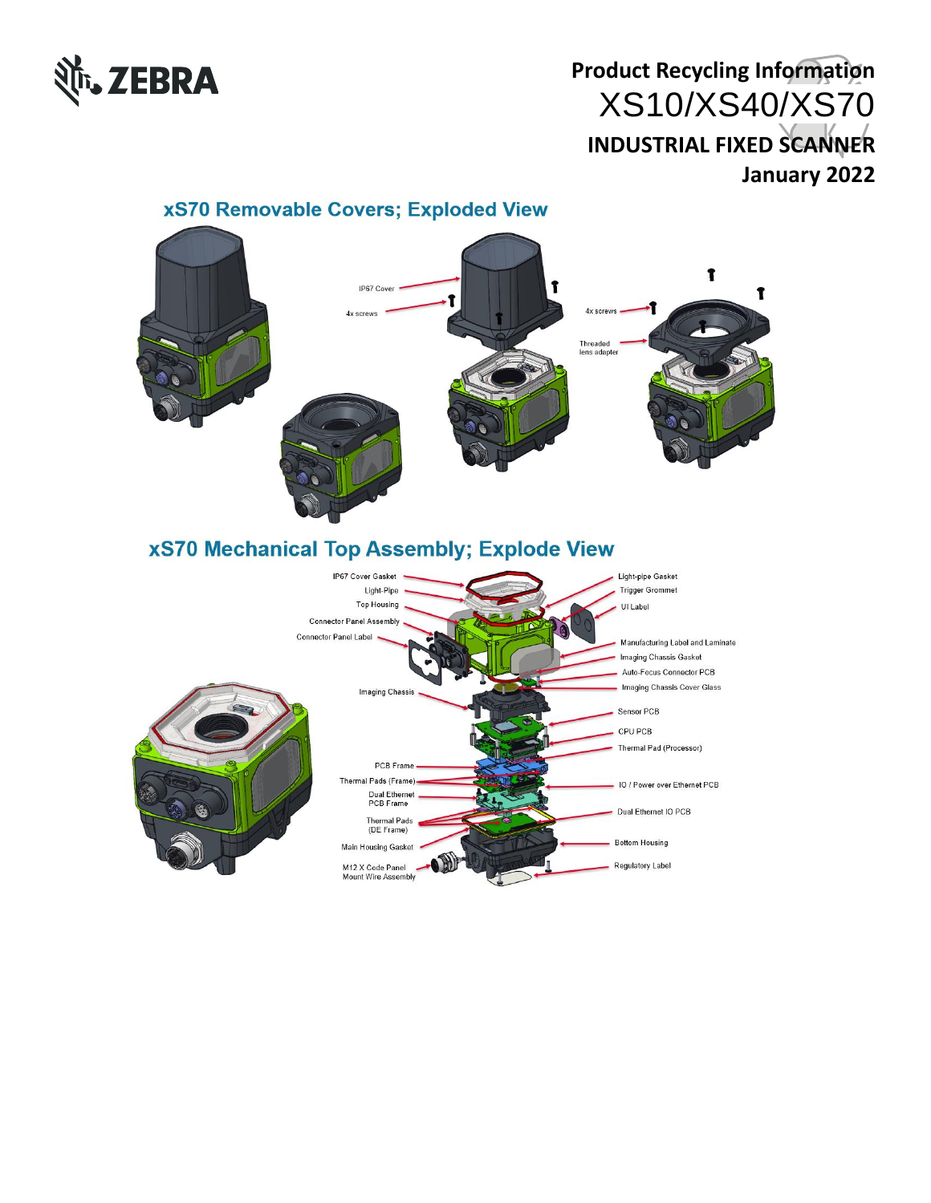# Product Recycling Information

# XS10/XS40/XS70

# INDUSTRIAL FIXED SCANNER

**January 2022**

## xS70 Removable Covers; Exploded View

IP67 Cover

4x screws

4x screws

Threaded lens adapter

## xS70 Mechanical Top Assembly; Explode View

IP67 Cover Gasket

Light-Pipe

Top Housing

Connector Panel Assembly

Connector Panel Label

Imaging Chassis

PCB Frame

Thermal Pads (Frame)

Dual Ethernet PCB Frame

Thermal Pads (DE Frame)

Main Housing Gasket

M12 X Code Panel Mount Wire Assembly

Light-pipe Gasket

Trigger Grommet

UI Label

Manufacturing Label and Laminate

Imaging Chassis Gasket

Auto-Focus Connector PCB

Imaging Chassis Cover Glass

Sensor PCB

CPU PCB

Thermal Pad (Processor)

IO / Power over Ethernet PCB

Dual Ethernet IO PCB

Bottom Housing

Regulatory Label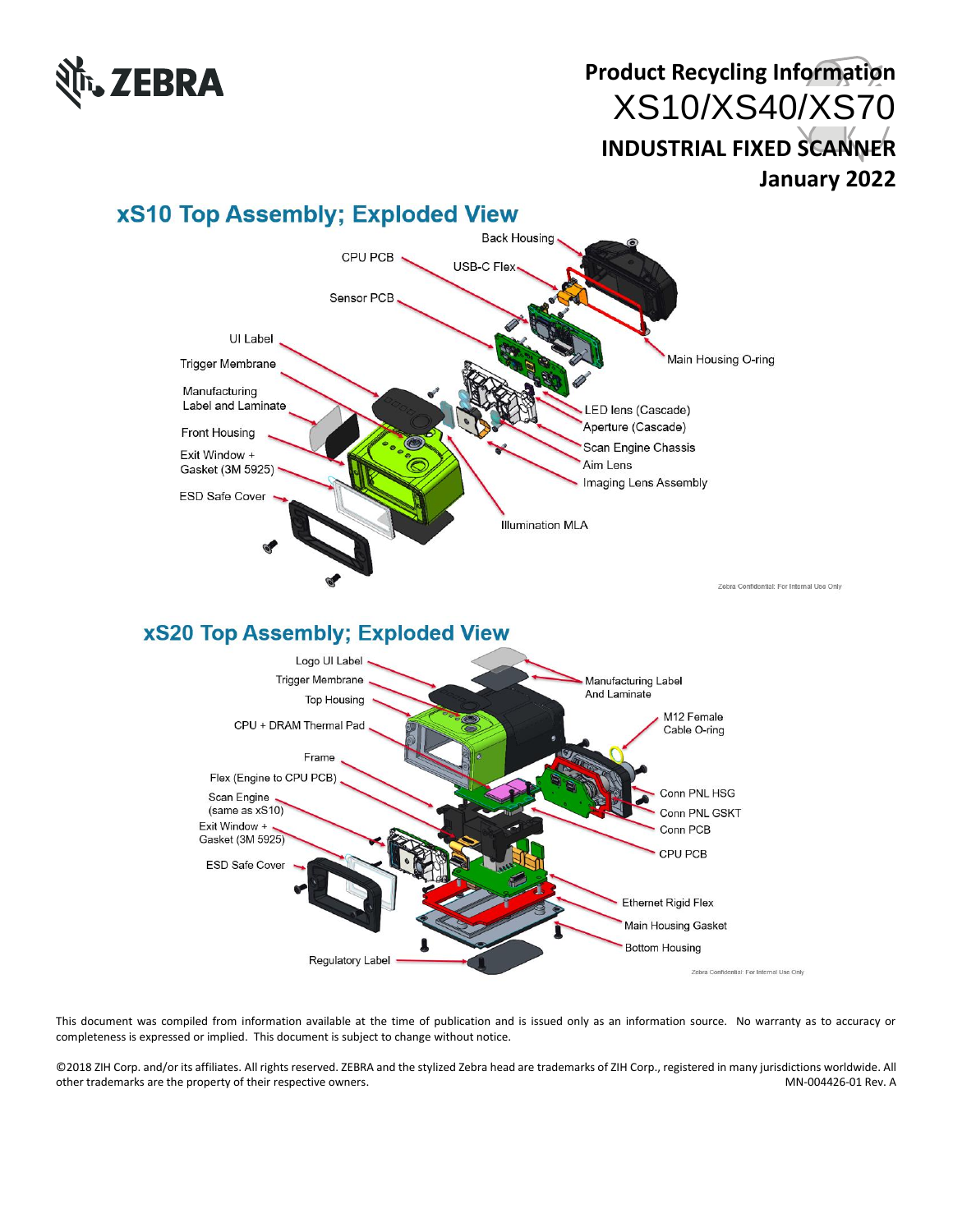# Product Recycling Information
# XS10/XS40/XS70
## INDUSTRIAL FIXED SCANNER
**January 2022**

## xS10 Top Assembly; Exploded View

Back Housing
CPU PCB
USB-C Flex
Sensor PCB
UI Label
Main Housing O-ring
Trigger Membrane
Manufacturing Label and Laminate
LED lens (Cascade)
Aperture (Cascade)
Front Housing
Scan Engine Chassis
Exit Window + Gasket (3M 5925)
Aim Lens
Imaging Lens Assembly
ESD Safe Cover
Illumination MLA

Zebra Confidential: For Internal Use Only

## xS20 Top Assembly; Exploded View

Logo UI Label
Trigger Membrane
Manufacturing Label And Laminate
Top Housing
M12 Female Cable O-ring
CPU + DRAM Thermal Pad
Frame
Flex (Engine to CPU PCB)
Conn PNL HSG
Scan Engine (same as xS10)
Conn PNL GSKT
Exit Window + Gasket (3M 5925)
Conn PCB
ESD Safe Cover
CPU PCB
Ethernet Rigid Flex
Main Housing Gasket
Bottom Housing
Regulatory Label

Zebra Confidential: For Internal Use Only

This document was compiled from information available at the time of publication and is issued only as an information source. No warranty as to accuracy or completeness is expressed or implied. This document is subject to change without notice.

©2018 ZIH Corp. and/or its affiliates. All rights reserved. ZEBRA and the stylized Zebra head are trademarks of ZIH Corp., registered in many jurisdictions worldwide. All other trademarks are the property of their respective owners. MN-004426-01 Rev. A